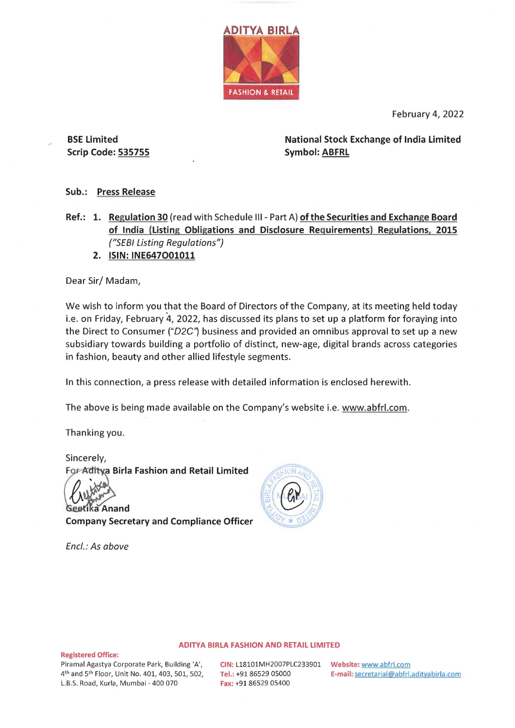ADITYA BIRLA
FASHION & RETAIL

February 4, 2022

**BSE Limited**
**Scrip Code: 535755**

**National Stock Exchange of India Limited**
**Symbol: ABFRL**

**Sub.: Press Release**

**Ref.:** 1. **Regulation 30** (read with Schedule III - Part A) **of the Securities and Exchange Board of India (Listing Obligations and Disclosure Requirements) Regulations, 2015** *("SEBI Listing Regulations")*

2. **ISIN: INE647O01011**

Dear Sir/ Madam,

We wish to inform you that the Board of Directors of the Company, at its meeting held today i.e. on Friday, February 4, 2022, has discussed its plans to set up a platform for foraying into the Direct to Consumer ("*D2C*") business and provided an omnibus approval to set up a new subsidiary towards building a portfolio of distinct, new-age, digital brands across categories in fashion, beauty and other allied lifestyle segments.

In this connection, a press release with detailed information is enclosed herewith.

The above is being made available on the Company's website i.e. www.abfrl.com.

Thanking you.

Sincerely,
**For Aditya Birla Fashion and Retail Limited**

**Geetika Anand**
**Company Secretary and Compliance Officer**

*Encl.: As above*

**ADITYA BIRLA FASHION AND RETAIL LIMITED**

**Registered Office:**
Piramal Agastya Corporate Park, Building 'A', 4th and 5th Floor, Unit No. 401, 403, 501, 502, L.B.S. Road, Kurla, Mumbai - 400 070

**CIN:** L18101MH2007PLC233901
**Tel.:** +91 86529 05000
**Fax:** +91 86529 05400

**Website:** www.abfrl.com
**E-mail:** secretarial@abfrl.adityabirla.com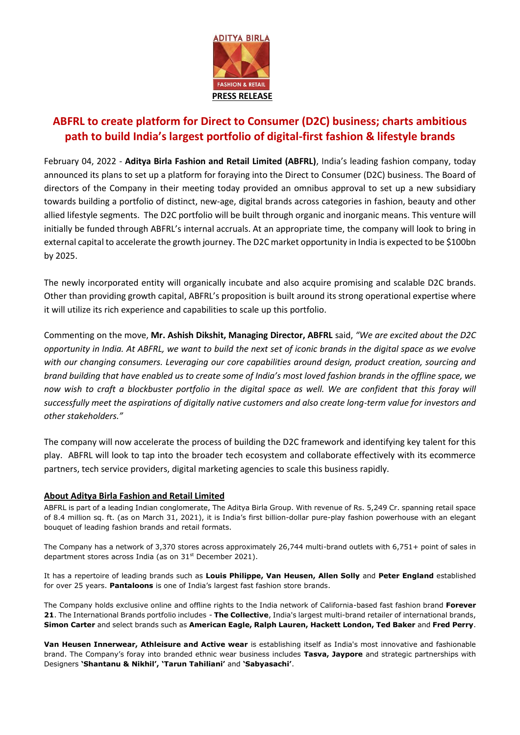**PRESS RELEASE**

# ABFRL to create platform for Direct to Consumer (D2C) business; charts ambitious path to build India's largest portfolio of digital-first fashion & lifestyle brands

February 04, 2022 - **Aditya Birla Fashion and Retail Limited (ABFRL)**, India's leading fashion company, today announced its plans to set up a platform for foraying into the Direct to Consumer (D2C) business. The Board of directors of the Company in their meeting today provided an omnibus approval to set up a new subsidiary towards building a portfolio of distinct, new-age, digital brands across categories in fashion, beauty and other allied lifestyle segments. The D2C portfolio will be built through organic and inorganic means. This venture will initially be funded through ABFRL's internal accruals. At an appropriate time, the company will look to bring in external capital to accelerate the growth journey. The D2C market opportunity in India is expected to be $100bn by 2025.

The newly incorporated entity will organically incubate and also acquire promising and scalable D2C brands. Other than providing growth capital, ABFRL's proposition is built around its strong operational expertise where it will utilize its rich experience and capabilities to scale up this portfolio.

Commenting on the move, **Mr. Ashish Dikshit, Managing Director, ABFRL** said, *"We are excited about the D2C opportunity in India. At ABFRL, we want to build the next set of iconic brands in the digital space as we evolve with our changing consumers. Leveraging our core capabilities around design, product creation, sourcing and brand building that have enabled us to create some of India's most loved fashion brands in the offline space, we now wish to craft a blockbuster portfolio in the digital space as well. We are confident that this foray will successfully meet the aspirations of digitally native customers and also create long-term value for investors and other stakeholders."*

The company will now accelerate the process of building the D2C framework and identifying key talent for this play. ABFRL will look to tap into the broader tech ecosystem and collaborate effectively with its ecommerce partners, tech service providers, digital marketing agencies to scale this business rapidly.

## About Aditya Birla Fashion and Retail Limited

ABFRL is part of a leading Indian conglomerate, The Aditya Birla Group. With revenue of Rs. 5,249 Cr. spanning retail space of 8.4 million sq. ft. (as on March 31, 2021), it is India's first billion-dollar pure-play fashion powerhouse with an elegant bouquet of leading fashion brands and retail formats.

The Company has a network of 3,370 stores across approximately 26,744 multi-brand outlets with 6,751+ point of sales in department stores across India (as on 31st December 2021).

It has a repertoire of leading brands such as **Louis Philippe, Van Heusen, Allen Solly** and **Peter England** established for over 25 years. **Pantaloons** is one of India's largest fast fashion store brands.

The Company holds exclusive online and offline rights to the India network of California-based fast fashion brand **Forever 21**. The International Brands portfolio includes - **The Collective**, India's largest multi-brand retailer of international brands, **Simon Carter** and select brands such as **American Eagle, Ralph Lauren, Hackett London, Ted Baker** and **Fred Perry**.

**Van Heusen Innerwear, Athleisure and Active wear** is establishing itself as India's most innovative and fashionable brand. The Company's foray into branded ethnic wear business includes **Tasva, Jaypore** and strategic partnerships with Designers **'Shantanu & Nikhil', 'Tarun Tahiliani'** and **'Sabyasachi'**.